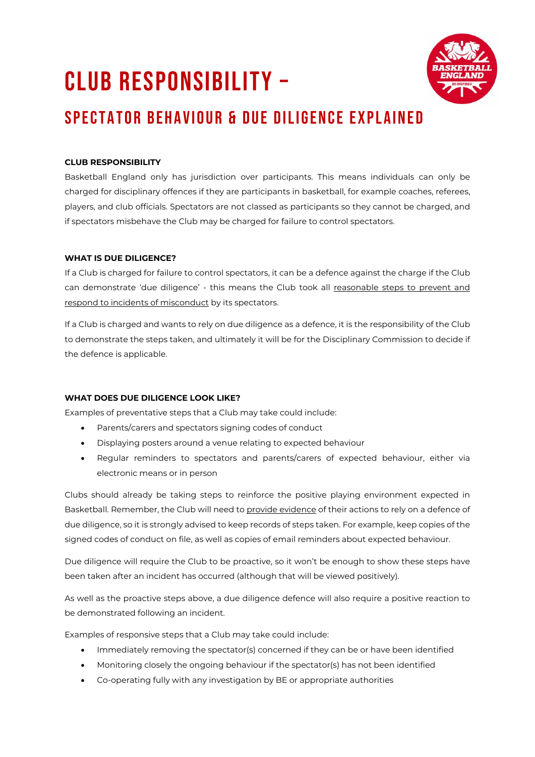# CLUB RESPONSIBILITY –

## SPECTATOR BEHAVIOUR & DUE DILIGENCE EXPLAINED

**CLUB RESPONSIBILITY**

Basketball England only has jurisdiction over participants. This means individuals can only be charged for disciplinary offences if they are participants in basketball, for example coaches, referees, players, and club officials. Spectators are not classed as participants so they cannot be charged, and if spectators misbehave the Club may be charged for failure to control spectators.

**WHAT IS DUE DILIGENCE?**

If a Club is charged for failure to control spectators, it can be a defence against the charge if the Club can demonstrate 'due diligence' - this means the Club took all reasonable steps to prevent and respond to incidents of misconduct by its spectators.

If a Club is charged and wants to rely on due diligence as a defence, it is the responsibility of the Club to demonstrate the steps taken, and ultimately it will be for the Disciplinary Commission to decide if the defence is applicable.

**WHAT DOES DUE DILIGENCE LOOK LIKE?**

Examples of preventative steps that a Club may take could include:

- Parents/carers and spectators signing codes of conduct
- Displaying posters around a venue relating to expected behaviour
- Regular reminders to spectators and parents/carers of expected behaviour, either via electronic means or in person

Clubs should already be taking steps to reinforce the positive playing environment expected in Basketball. Remember, the Club will need to provide evidence of their actions to rely on a defence of due diligence, so it is strongly advised to keep records of steps taken. For example, keep copies of the signed codes of conduct on file, as well as copies of email reminders about expected behaviour.

Due diligence will require the Club to be proactive, so it won't be enough to show these steps have been taken after an incident has occurred (although that will be viewed positively).

As well as the proactive steps above, a due diligence defence will also require a positive reaction to be demonstrated following an incident.

Examples of responsive steps that a Club may take could include:

- Immediately removing the spectator(s) concerned if they can be or have been identified
- Monitoring closely the ongoing behaviour if the spectator(s) has not been identified
- Co-operating fully with any investigation by BE or appropriate authorities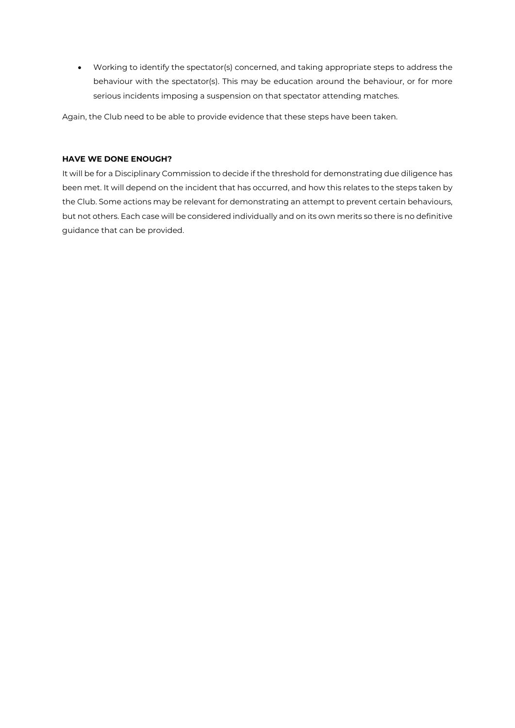- Working to identify the spectator(s) concerned, and taking appropriate steps to address the behaviour with the spectator(s). This may be education around the behaviour, or for more serious incidents imposing a suspension on that spectator attending matches.

Again, the Club need to be able to provide evidence that these steps have been taken.

**HAVE WE DONE ENOUGH?**

It will be for a Disciplinary Commission to decide if the threshold for demonstrating due diligence has been met. It will depend on the incident that has occurred, and how this relates to the steps taken by the Club. Some actions may be relevant for demonstrating an attempt to prevent certain behaviours, but not others. Each case will be considered individually and on its own merits so there is no definitive guidance that can be provided.